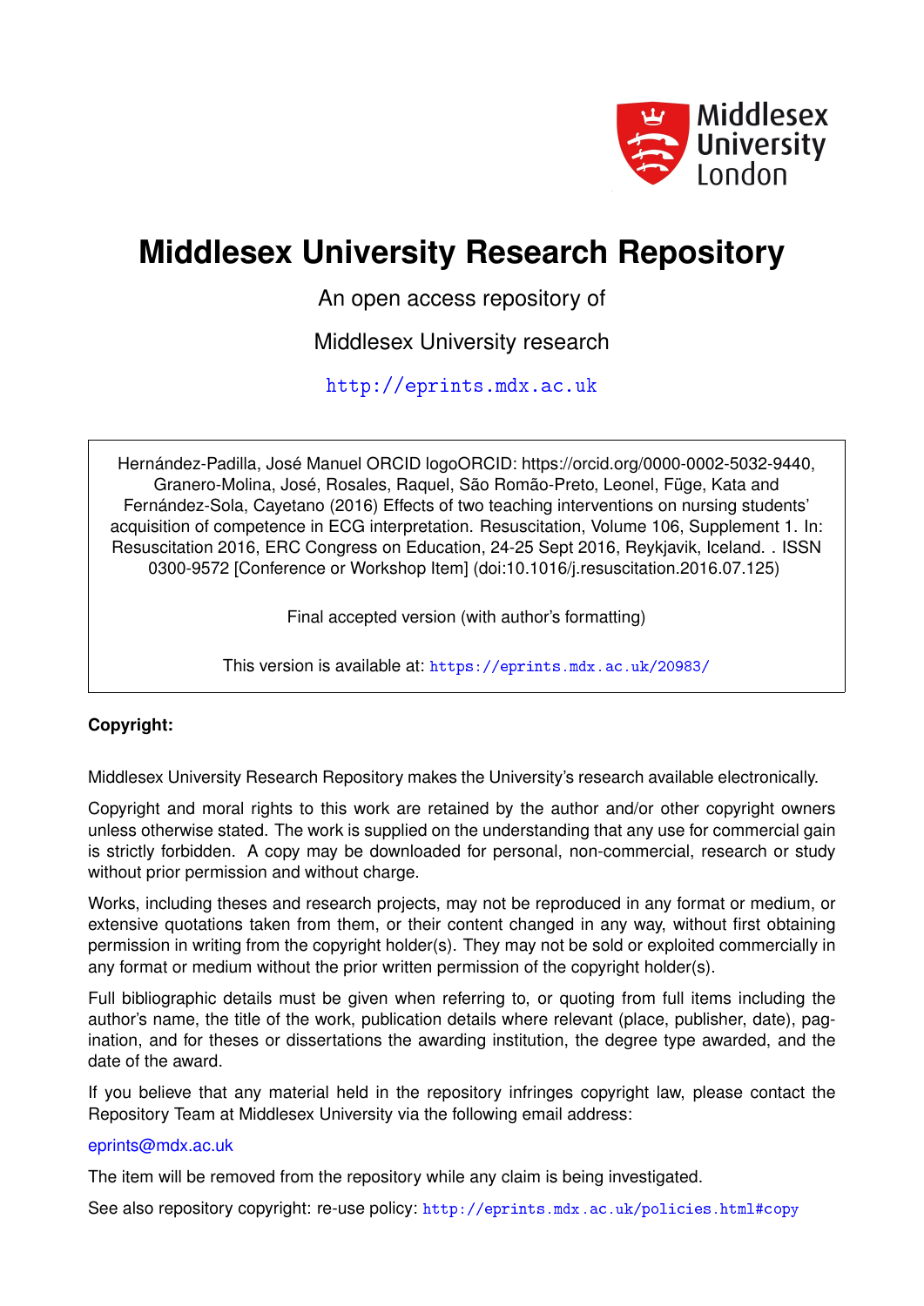Middlesex University London

# Middlesex University Research Repository

An open access repository of

Middlesex University research

http://eprints.mdx.ac.uk

Hernández-Padilla, José Manuel ORCID logoORCID: https://orcid.org/0000-0002-5032-9440, Granero-Molina, José, Rosales, Raquel, São Romão-Preto, Leonel, Füge, Kata and Fernández-Sola, Cayetano (2016) Effects of two teaching interventions on nursing students' acquisition of competence in ECG interpretation. Resuscitation, Volume 106, Supplement 1. In: Resuscitation 2016, ERC Congress on Education, 24-25 Sept 2016, Reykjavik, Iceland. . ISSN 0300-9572 [Conference or Workshop Item] (doi:10.1016/j.resuscitation.2016.07.125)

Final accepted version (with author's formatting)

This version is available at: https://eprints.mdx.ac.uk/20983/

**Copyright:**

Middlesex University Research Repository makes the University's research available electronically.

Copyright and moral rights to this work are retained by the author and/or other copyright owners unless otherwise stated. The work is supplied on the understanding that any use for commercial gain is strictly forbidden. A copy may be downloaded for personal, non-commercial, research or study without prior permission and without charge.

Works, including theses and research projects, may not be reproduced in any format or medium, or extensive quotations taken from them, or their content changed in any way, without first obtaining permission in writing from the copyright holder(s). They may not be sold or exploited commercially in any format or medium without the prior written permission of the copyright holder(s).

Full bibliographic details must be given when referring to, or quoting from full items including the author's name, the title of the work, publication details where relevant (place, publisher, date), pagination, and for theses or dissertations the awarding institution, the degree type awarded, and the date of the award.

If you believe that any material held in the repository infringes copyright law, please contact the Repository Team at Middlesex University via the following email address:

eprints@mdx.ac.uk

The item will be removed from the repository while any claim is being investigated.

See also repository copyright: re-use policy: http://eprints.mdx.ac.uk/policies.html#copy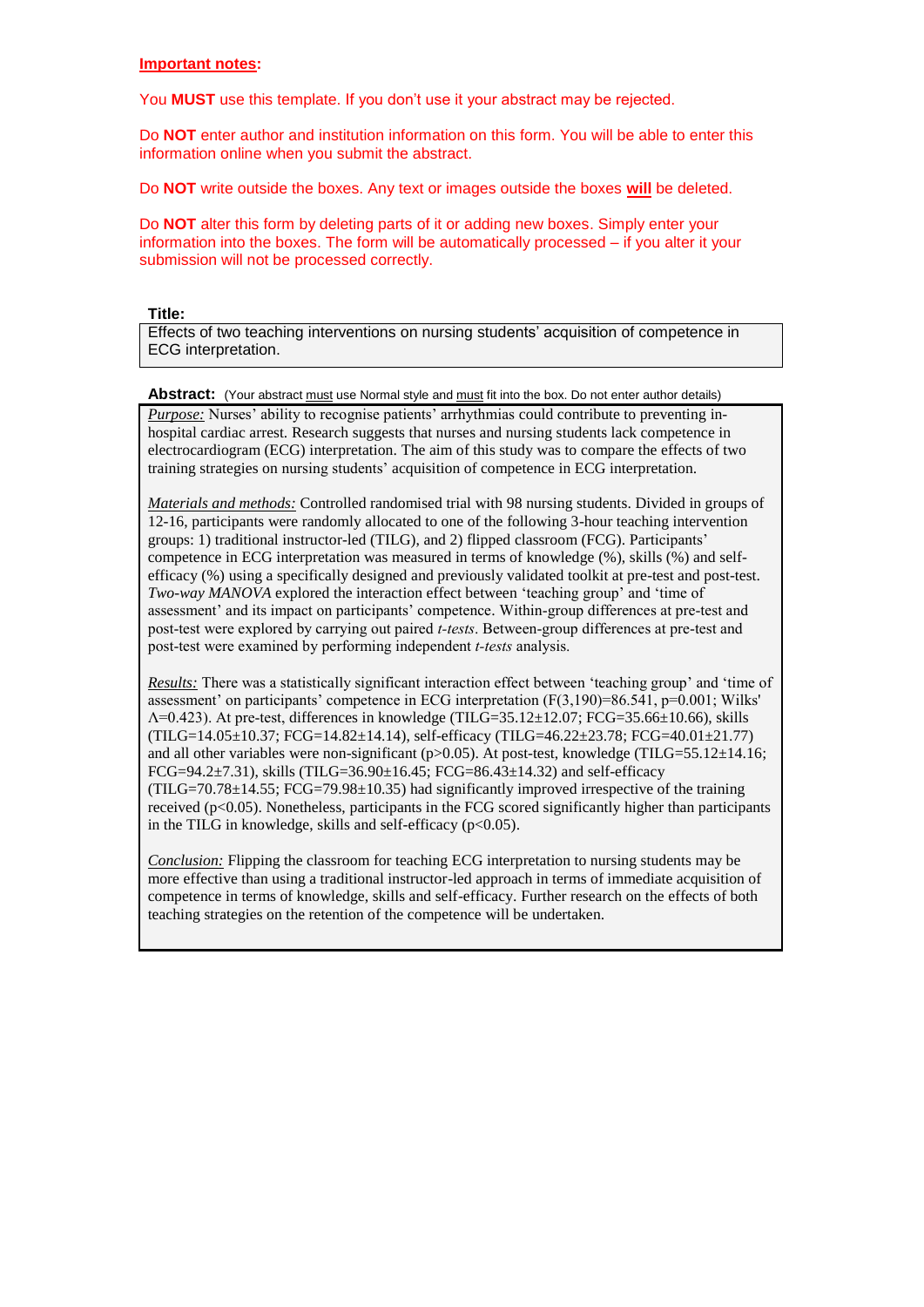**Important notes:**

You **MUST** use this template. If you don't use it your abstract may be rejected.

Do **NOT** enter author and institution information on this form. You will be able to enter this information online when you submit the abstract.

Do **NOT** write outside the boxes. Any text or images outside the boxes **will** be deleted.

Do **NOT** alter this form by deleting parts of it or adding new boxes. Simply enter your information into the boxes. The form will be automatically processed – if you alter it your submission will not be processed correctly.

**Title:**

Effects of two teaching interventions on nursing students' acquisition of competence in ECG interpretation.

**Abstract:** (Your abstract must use Normal style and must fit into the box. Do not enter author details)

*Purpose:* Nurses' ability to recognise patients' arrhythmias could contribute to preventing in-hospital cardiac arrest. Research suggests that nurses and nursing students lack competence in electrocardiogram (ECG) interpretation. The aim of this study was to compare the effects of two training strategies on nursing students' acquisition of competence in ECG interpretation.

*Materials and methods:* Controlled randomised trial with 98 nursing students. Divided in groups of 12-16, participants were randomly allocated to one of the following 3-hour teaching intervention groups: 1) traditional instructor-led (TILG), and 2) flipped classroom (FCG). Participants' competence in ECG interpretation was measured in terms of knowledge (%), skills (%) and self-efficacy (%) using a specifically designed and previously validated toolkit at pre-test and post-test. *Two-way MANOVA* explored the interaction effect between 'teaching group' and 'time of assessment' and its impact on participants' competence. Within-group differences at pre-test and post-test were explored by carrying out paired *t-tests*. Between-group differences at pre-test and post-test were examined by performing independent *t-tests* analysis.

*Results:* There was a statistically significant interaction effect between 'teaching group' and 'time of assessment' on participants' competence in ECG interpretation ($F(3,190)=86.541$, $p=0.001$; Wilks' $\Lambda=0.423$). At pre-test, differences in knowledge (TILG=35.12±12.07; FCG=35.66±10.66), skills (TILG=14.05±10.37; FCG=14.82±14.14), self-efficacy (TILG=46.22±23.78; FCG=40.01±21.77) and all other variables were non-significant ($p>0.05$). At post-test, knowledge (TILG=55.12±14.16; FCG=94.2±7.31), skills (TILG=36.90±16.45; FCG=86.43±14.32) and self-efficacy (TILG=70.78±14.55; FCG=79.98±10.35) had significantly improved irrespective of the training received ($p<0.05$). Nonetheless, participants in the FCG scored significantly higher than participants in the TILG in knowledge, skills and self-efficacy ($p<0.05$).

*Conclusion:* Flipping the classroom for teaching ECG interpretation to nursing students may be more effective than using a traditional instructor-led approach in terms of immediate acquisition of competence in terms of knowledge, skills and self-efficacy. Further research on the effects of both teaching strategies on the retention of the competence will be undertaken.